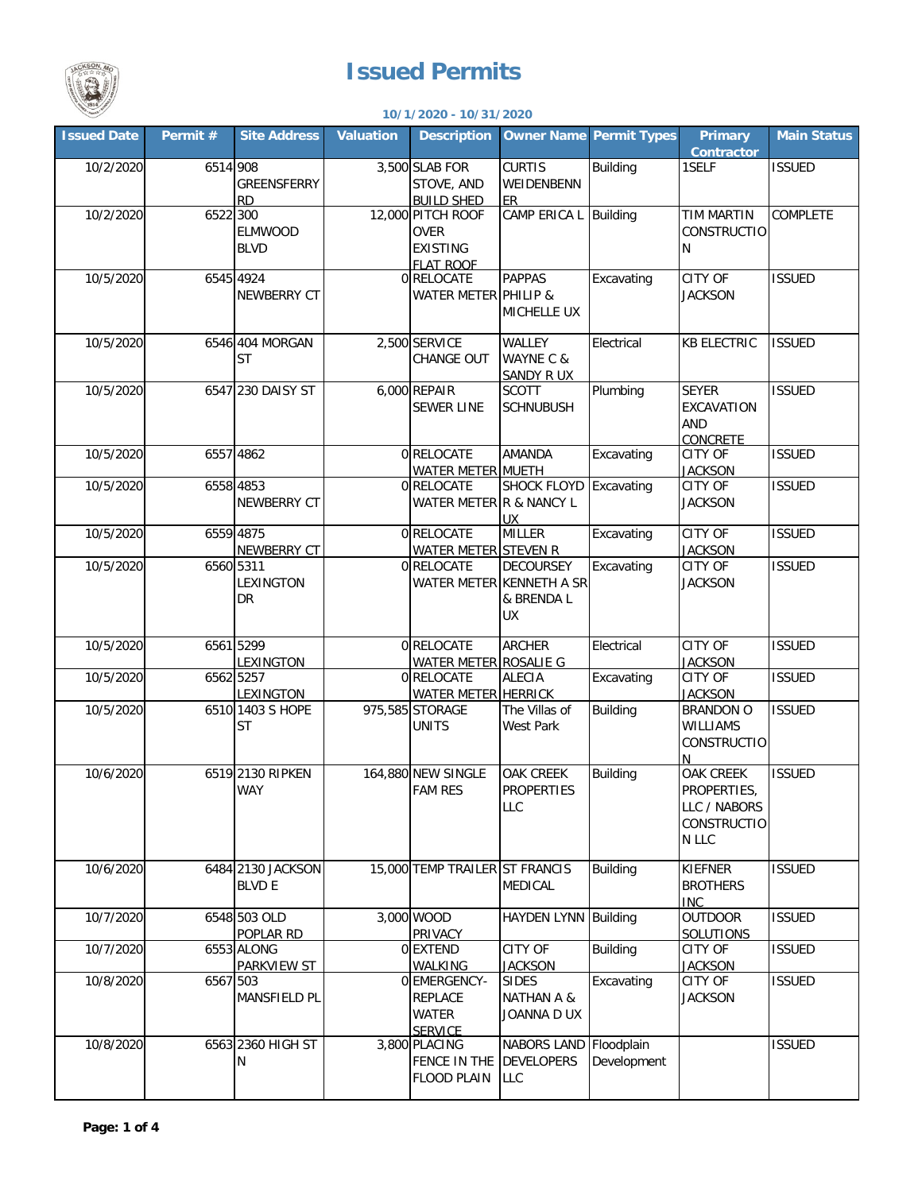# Issued Permits

**10/1/2020 - 10/31/2020**

| Issued Date | Permit # | Site Address | Valuation | Description | Owner Name | Permit Types | Primary Contractor | Main Status |
|---|---|---|---|---|---|---|---|---|
| 10/2/2020 | 6514 | 908 GREENSFERRY RD | 3,500 | SLAB FOR STOVE, AND BUILD SHED | CURTIS WEIDENBENNER | Building | 1SELF | ISSUED |
| 10/2/2020 | 6522 | 300 ELMWOOD BLVD | 12,000 | PITCH ROOF OVER EXISTING FLAT ROOF | CAMP ERICA L | Building | TIM MARTIN CONSTRUCTION | COMPLETE |
| 10/5/2020 | 6545 | 4924 NEWBERRY CT | 0 | RELOCATE WATER METER | PAPPAS PHILIP & MICHELLE UX | Excavating | CITY OF JACKSON | ISSUED |
| 10/5/2020 | 6546 | 404 MORGAN ST | 2,500 | SERVICE CHANGE OUT | WALLEY WAYNE C & SANDY R UX | Electrical | KB ELECTRIC | ISSUED |
| 10/5/2020 | 6547 | 230 DAISY ST | 6,000 | REPAIR SEWER LINE | SCOTT SCHNUBUSH | Plumbing | SEYER EXCAVATION AND CONCRETE | ISSUED |
| 10/5/2020 | 6557 | 4862 | 0 | RELOCATE WATER METER | AMANDA MUETH | Excavating | CITY OF JACKSON | ISSUED |
| 10/5/2020 | 6558 | 4853 NEWBERRY CT | 0 | RELOCATE WATER METER | SHOCK FLOYD R & NANCY L UX | Excavating | CITY OF JACKSON | ISSUED |
| 10/5/2020 | 6559 | 4875 NEWBERRY CT | 0 | RELOCATE WATER METER | MILLER STEVEN R | Excavating | CITY OF JACKSON | ISSUED |
| 10/5/2020 | 6560 | 5311 LEXINGTON DR | 0 | RELOCATE WATER METER | DECOURSEY KENNETH A SR & BRENDA L UX | Excavating | CITY OF JACKSON | ISSUED |
| 10/5/2020 | 6561 | 5299 LEXINGTON | 0 | RELOCATE WATER METER | ARCHER ROSALIE G | Electrical | CITY OF JACKSON | ISSUED |
| 10/5/2020 | 6562 | 5257 LEXINGTON | 0 | RELOCATE WATER METER | ALECIA HERRICK | Excavating | CITY OF JACKSON | ISSUED |
| 10/5/2020 | 6510 | 1403 S HOPE ST | 975,585 | STORAGE UNITS | The Villas of West Park | Building | BRANDON O WILLIAMS CONSTRUCTION | ISSUED |
| 10/6/2020 | 6519 | 2130 RIPKEN WAY | 164,880 | NEW SINGLE FAM RES | OAK CREEK PROPERTIES LLC | Building | OAK CREEK PROPERTIES, LLC / NABORS CONSTRUCTION LLC | ISSUED |
| 10/6/2020 | 6484 | 2130 JACKSON BLVD E | 15,000 | TEMP TRAILER | ST FRANCIS MEDICAL | Building | KIEFNER BROTHERS INC | ISSUED |
| 10/7/2020 | 6548 | 503 OLD POPLAR RD | 3,000 | WOOD PRIVACY | HAYDEN LYNN | Building | OUTDOOR SOLUTIONS | ISSUED |
| 10/7/2020 | 6553 | ALONG PARKVIEW ST | 0 | EXTEND WALKING | CITY OF JACKSON | Building | CITY OF JACKSON | ISSUED |
| 10/8/2020 | 6567 | 503 MANSFIELD PL | 0 | EMERGENCY-REPLACE WATER SERVICE | SIDES NATHAN A & JOANNA D UX | Excavating | CITY OF JACKSON | ISSUED |
| 10/8/2020 | 6563 | 2360 HIGH ST N | 3,800 | PLACING FENCE IN THE FLOOD PLAIN | NABORS LAND DEVELOPERS LLC | Floodplain Development | | ISSUED |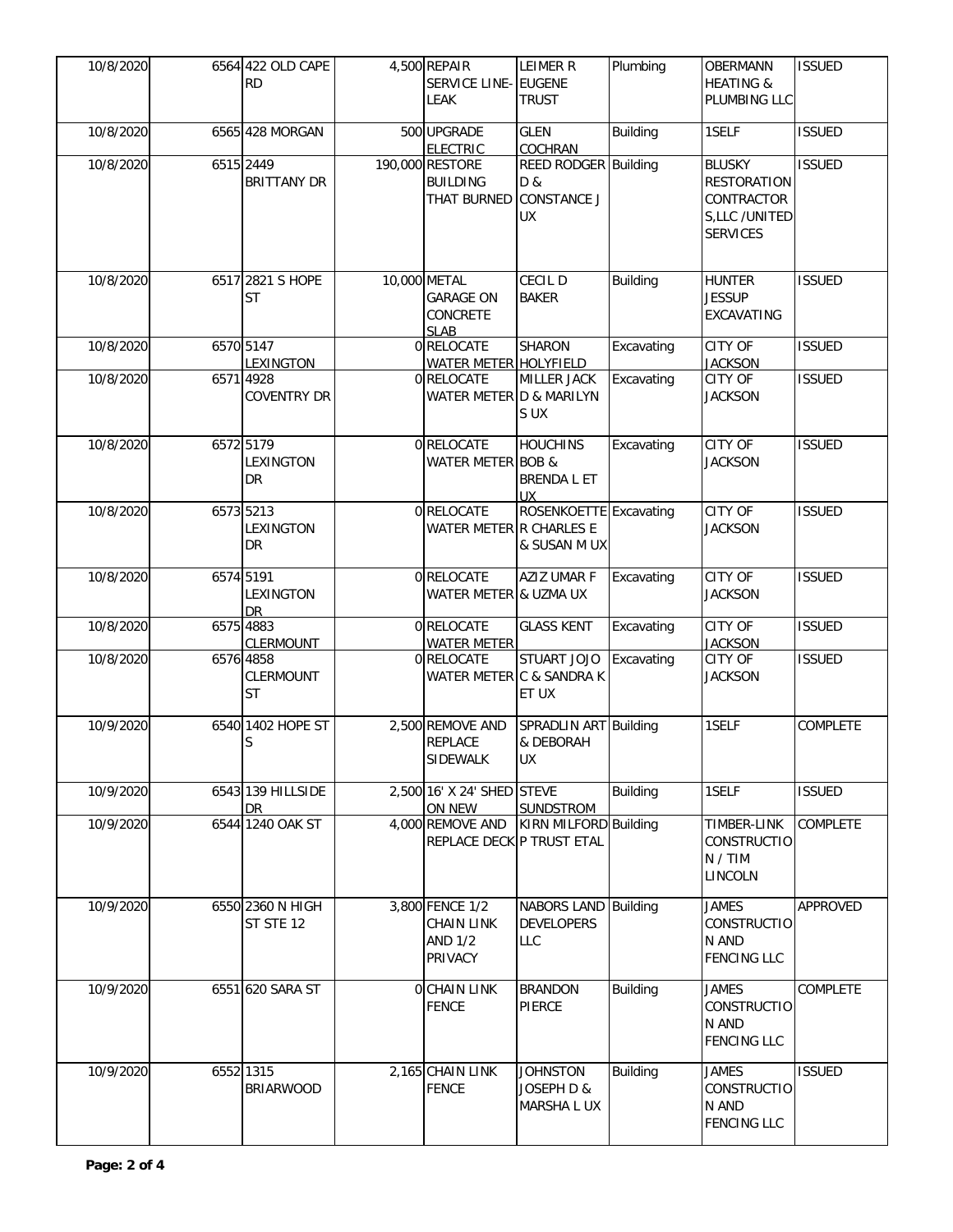| | | | | | | | | |
|---|---|---|---|---|---|---|---|---|
| 10/8/2020 | 6564 | 422 OLD CAPE RD | 4,500 | REPAIR SERVICE LINE-LEAK | LEIMER R EUGENE TRUST | Plumbing | OBERMANN HEATING & PLUMBING LLC | ISSUED |
| 10/8/2020 | 6565 | 428 MORGAN | 500 | UPGRADE ELECTRIC | GLEN COCHRAN | Building | 1SELF | ISSUED |
| 10/8/2020 | 6515 | 2449 BRITTANY DR | 190,000 | RESTORE BUILDING THAT BURNED | REED RODGER D & CONSTANCE J UX | Building | BLUSKY RESTORATION CONTRACTOR S,LLC /UNITED SERVICES | ISSUED |
| 10/8/2020 | 6517 | 2821 S HOPE ST | 10,000 | METAL GARAGE ON CONCRETE SLAB | CECIL D BAKER | Building | HUNTER JESSUP EXCAVATING | ISSUED |
| 10/8/2020 | 6570 | 5147 LEXINGTON | 0 | RELOCATE WATER METER | SHARON HOLYFIELD | Excavating | CITY OF JACKSON | ISSUED |
| 10/8/2020 | 6571 | 4928 COVENTRY DR | 0 | RELOCATE WATER METER | MILLER JACK D & MARILYN S UX | Excavating | CITY OF JACKSON | ISSUED |
| 10/8/2020 | 6572 | 5179 LEXINGTON DR | 0 | RELOCATE WATER METER | HOUCHINS BOB & BRENDA L ET UX | Excavating | CITY OF JACKSON | ISSUED |
| 10/8/2020 | 6573 | 5213 LEXINGTON DR | 0 | RELOCATE WATER METER | ROSENKOETTE R CHARLES E & SUSAN M UX | Excavating | CITY OF JACKSON | ISSUED |
| 10/8/2020 | 6574 | 5191 LEXINGTON DR | 0 | RELOCATE WATER METER | AZIZ UMAR F & UZMA UX | Excavating | CITY OF JACKSON | ISSUED |
| 10/8/2020 | 6575 | 4883 CLERMOUNT | 0 | RELOCATE WATER METER | GLASS KENT | Excavating | CITY OF JACKSON | ISSUED |
| 10/8/2020 | 6576 | 4858 CLERMOUNT ST | 0 | RELOCATE WATER METER | STUART JOJO C & SANDRA K ET UX | Excavating | CITY OF JACKSON | ISSUED |
| 10/9/2020 | 6540 | 1402 HOPE ST S | 2,500 | REMOVE AND REPLACE SIDEWALK | SPRADLIN ART & DEBORAH UX | Building | 1SELF | COMPLETE |
| 10/9/2020 | 6543 | 139 HILLSIDE DR | 2,500 | 16' X 24' SHED ON NEW | STEVE SUNDSTROM | Building | 1SELF | ISSUED |
| 10/9/2020 | 6544 | 1240 OAK ST | 4,000 | REMOVE AND REPLACE DECK | KIRN MILFORD P TRUST ETAL | Building | TIMBER-LINK CONSTRUCTIO N / TIM LINCOLN | COMPLETE |
| 10/9/2020 | 6550 | 2360 N HIGH ST STE 12 | 3,800 | FENCE 1/2 CHAIN LINK AND 1/2 PRIVACY | NABORS LAND DEVELOPERS LLC | Building | JAMES CONSTRUCTIO N AND FENCING LLC | APPROVED |
| 10/9/2020 | 6551 | 620 SARA ST | 0 | CHAIN LINK FENCE | BRANDON PIERCE | Building | JAMES CONSTRUCTIO N AND FENCING LLC | COMPLETE |
| 10/9/2020 | 6552 | 1315 BRIARWOOD | 2,165 | CHAIN LINK FENCE | JOHNSTON JOSEPH D & MARSHA L UX | Building | JAMES CONSTRUCTIO N AND FENCING LLC | ISSUED |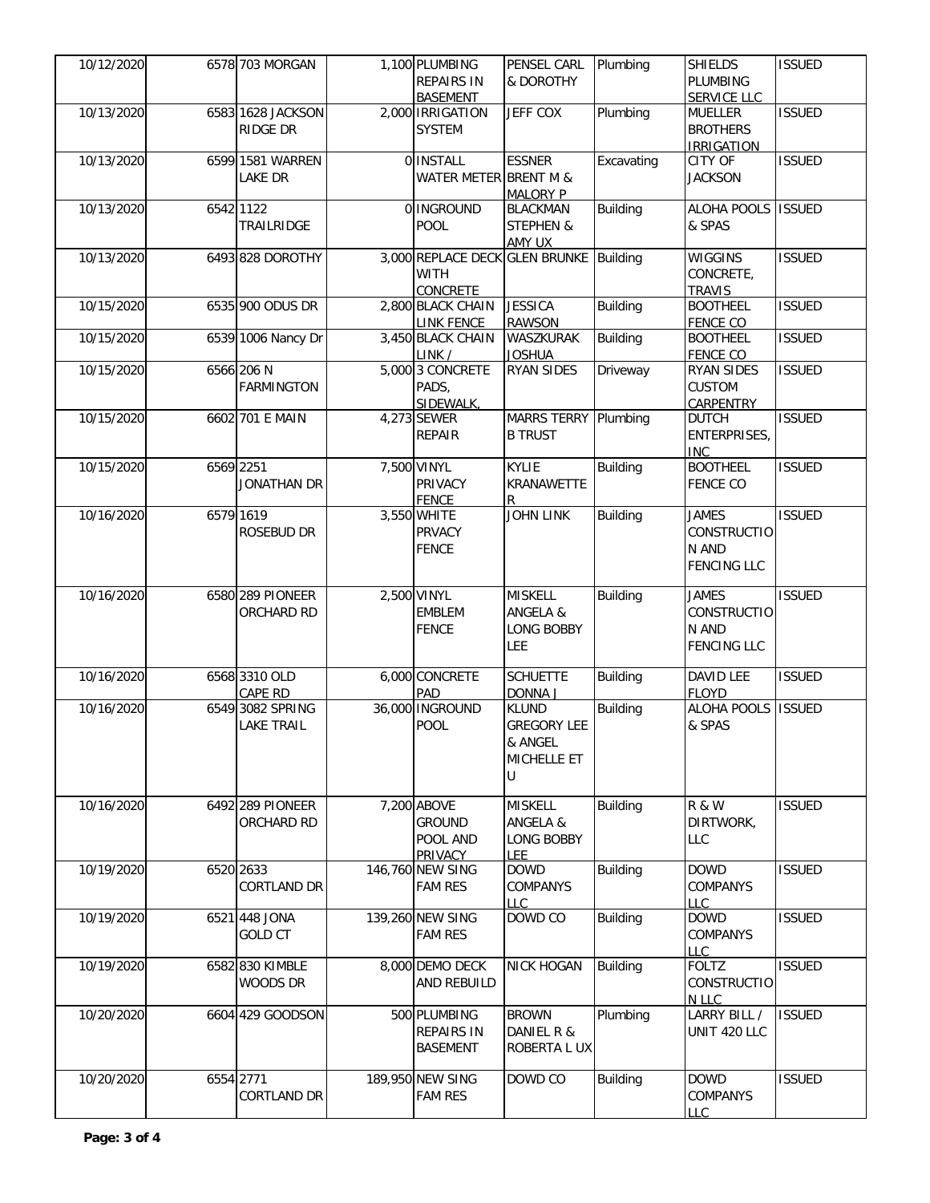| 10/12/2020 | 6578 | 703 MORGAN | 1,100 | PLUMBING REPAIRS IN BASEMENT | PENSEL CARL & DOROTHY | Plumbing | SHIELDS PLUMBING SERVICE LLC | ISSUED |
|---|---|---|---|---|---|---|---|---|
| 10/13/2020 | 6583 | 1628 JACKSON RIDGE DR | 2,000 | IRRIGATION SYSTEM | JEFF COX | Plumbing | MUELLER BROTHERS IRRIGATION | ISSUED |
| 10/13/2020 | 6599 | 1581 WARREN LAKE DR | 0 | INSTALL WATER METER | ESSNER BRENT M & MALORY P | Excavating | CITY OF JACKSON | ISSUED |
| 10/13/2020 | 6542 | 1122 TRAILRIDGE | 0 | INGROUND POOL | BLACKMAN STEPHEN & AMY UX | Building | ALOHA POOLS & SPAS | ISSUED |
| 10/13/2020 | 6493 | 828 DOROTHY | 3,000 | REPLACE DECK WITH CONCRETE | GLEN BRUNKE | Building | WIGGINS CONCRETE, TRAVIS | ISSUED |
| 10/15/2020 | 6535 | 900 ODUS DR | 2,800 | BLACK CHAIN LINK FENCE | JESSICA RAWSON | Building | BOOTHEEL FENCE CO | ISSUED |
| 10/15/2020 | 6539 | 1006 Nancy Dr | 3,450 | BLACK CHAIN LINK / | WASZKURAK JOSHUA | Building | BOOTHEEL FENCE CO | ISSUED |
| 10/15/2020 | 6566 | 206 N FARMINGTON | 5,000 | 3 CONCRETE PADS, SIDEWALK, | RYAN SIDES | Driveway | RYAN SIDES CUSTOM CARPENTRY | ISSUED |
| 10/15/2020 | 6602 | 701 E MAIN | 4,273 | SEWER REPAIR | MARRS TERRY B TRUST | Plumbing | DUTCH ENTERPRISES, INC | ISSUED |
| 10/15/2020 | 6569 | 2251 JONATHAN DR | 7,500 | VINYL PRIVACY FENCE | KYLIE KRANAWETTE R | Building | BOOTHEEL FENCE CO | ISSUED |
| 10/16/2020 | 6579 | 1619 ROSEBUD DR | 3,550 | WHITE PRVACY FENCE | JOHN LINK | Building | JAMES CONSTRUCTIO N AND FENCING LLC | ISSUED |
| 10/16/2020 | 6580 | 289 PIONEER ORCHARD RD | 2,500 | VINYL EMBLEM FENCE | MISKELL ANGELA & LONG BOBBY LEE | Building | JAMES CONSTRUCTIO N AND FENCING LLC | ISSUED |
| 10/16/2020 | 6568 | 3310 OLD CAPE RD | 6,000 | CONCRETE PAD | SCHUETTE DONNA J | Building | DAVID LEE FLOYD | ISSUED |
| 10/16/2020 | 6549 | 3082 SPRING LAKE TRAIL | 36,000 | INGROUND POOL | KLUND GREGORY LEE & ANGEL MICHELLE ET U | Building | ALOHA POOLS & SPAS | ISSUED |
| 10/16/2020 | 6492 | 289 PIONEER ORCHARD RD | 7,200 | ABOVE GROUND POOL AND PRIVACY | MISKELL ANGELA & LONG BOBBY LEE | Building | R & W DIRTWORK, LLC | ISSUED |
| 10/19/2020 | 6520 | 2633 CORTLAND DR | 146,760 | NEW SING FAM RES | DOWD COMPANYS LLC | Building | DOWD COMPANYS LLC | ISSUED |
| 10/19/2020 | 6521 | 448 JONA GOLD CT | 139,260 | NEW SING FAM RES | DOWD CO | Building | DOWD COMPANYS LLC | ISSUED |
| 10/19/2020 | 6582 | 830 KIMBLE WOODS DR | 8,000 | DEMO DECK AND REBUILD | NICK HOGAN | Building | FOLTZ CONSTRUCTIO N LLC | ISSUED |
| 10/20/2020 | 6604 | 429 GOODSON | 500 | PLUMBING REPAIRS IN BASEMENT | BROWN DANIEL R & ROBERTA L UX | Plumbing | LARRY BILL / UNIT 420 LLC | ISSUED |
| 10/20/2020 | 6554 | 2771 CORTLAND DR | 189,950 | NEW SING FAM RES | DOWD CO | Building | DOWD COMPANYS LLC | ISSUED |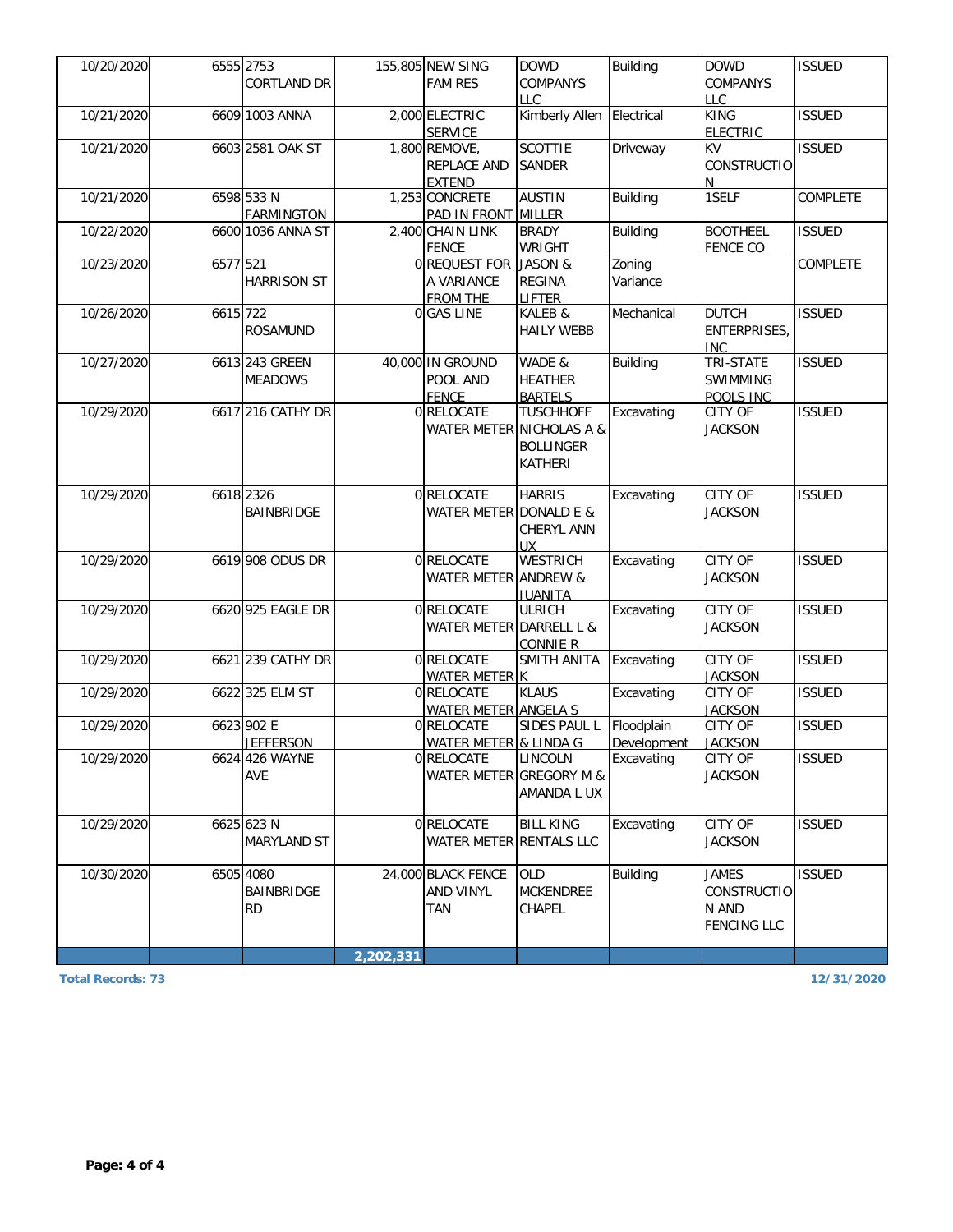| | | | | | | | | |
|---|---|---|---|---|---|---|---|---|
| 10/20/2020 | 6555 | 2753 CORTLAND DR | 155,805 | NEW SING FAM RES | DOWD COMPANYS LLC | Building | DOWD COMPANYS LLC | ISSUED |
| 10/21/2020 | 6609 | 1003 ANNA | 2,000 | ELECTRIC SERVICE | Kimberly Allen | Electrical | KING ELECTRIC | ISSUED |
| 10/21/2020 | 6603 | 2581 OAK ST | 1,800 | REMOVE, REPLACE AND EXTEND | SCOTTIE SANDER | Driveway | KV CONSTRUCTION | ISSUED |
| 10/21/2020 | 6598 | 533 N FARMINGTON | 1,253 | CONCRETE PAD IN FRONT | AUSTIN MILLER | Building | 1SELF | COMPLETE |
| 10/22/2020 | 6600 | 1036 ANNA ST | 2,400 | CHAIN LINK FENCE | BRADY WRIGHT | Building | BOOTHEEL FENCE CO | ISSUED |
| 10/23/2020 | 6577 | 521 HARRISON ST | 0 | REQUEST FOR A VARIANCE FROM THE | JASON & REGINA LIFTER | Zoning Variance | | COMPLETE |
| 10/26/2020 | 6615 | 722 ROSAMUND | 0 | GAS LINE | KALEB & HAILY WEBB | Mechanical | DUTCH ENTERPRISES, INC | ISSUED |
| 10/27/2020 | 6613 | 243 GREEN MEADOWS | 40,000 | IN GROUND POOL AND FENCE | WADE & HEATHER BARTELS | Building | TRI-STATE SWIMMING POOLS INC | ISSUED |
| 10/29/2020 | 6617 | 216 CATHY DR | 0 | RELOCATE WATER METER | TUSCHHOFF NICHOLAS A & BOLLINGER KATHERI | Excavating | CITY OF JACKSON | ISSUED |
| 10/29/2020 | 6618 | 2326 BAINBRIDGE | 0 | RELOCATE WATER METER | HARRIS DONALD E & CHERYL ANN UX | Excavating | CITY OF JACKSON | ISSUED |
| 10/29/2020 | 6619 | 908 ODUS DR | 0 | RELOCATE WATER METER | WESTRICH ANDREW & JUANITA | Excavating | CITY OF JACKSON | ISSUED |
| 10/29/2020 | 6620 | 925 EAGLE DR | 0 | RELOCATE WATER METER | ULRICH DARRELL L & CONNIE R | Excavating | CITY OF JACKSON | ISSUED |
| 10/29/2020 | 6621 | 239 CATHY DR | 0 | RELOCATE WATER METER | SMITH ANITA K | Excavating | CITY OF JACKSON | ISSUED |
| 10/29/2020 | 6622 | 325 ELM ST | 0 | RELOCATE WATER METER | KLAUS ANGELA S | Excavating | CITY OF JACKSON | ISSUED |
| 10/29/2020 | 6623 | 902 E JEFFERSON | 0 | RELOCATE WATER METER | SIDES PAUL L & LINDA G | Floodplain Development | CITY OF JACKSON | ISSUED |
| 10/29/2020 | 6624 | 426 WAYNE AVE | 0 | RELOCATE WATER METER | LINCOLN GREGORY M & AMANDA L UX | Excavating | CITY OF JACKSON | ISSUED |
| 10/29/2020 | 6625 | 623 N MARYLAND ST | 0 | RELOCATE WATER METER | BILL KING RENTALS LLC | Excavating | CITY OF JACKSON | ISSUED |
| 10/30/2020 | 6505 | 4080 BAINBRIDGE RD | 24,000 | BLACK FENCE AND VINYL TAN | OLD MCKENDREE CHAPEL | Building | JAMES CONSTRUCTION AND FENCING LLC | ISSUED |
| | | | **2,202,331** | | | | | |

**Total Records: 73**

**12/31/2020**